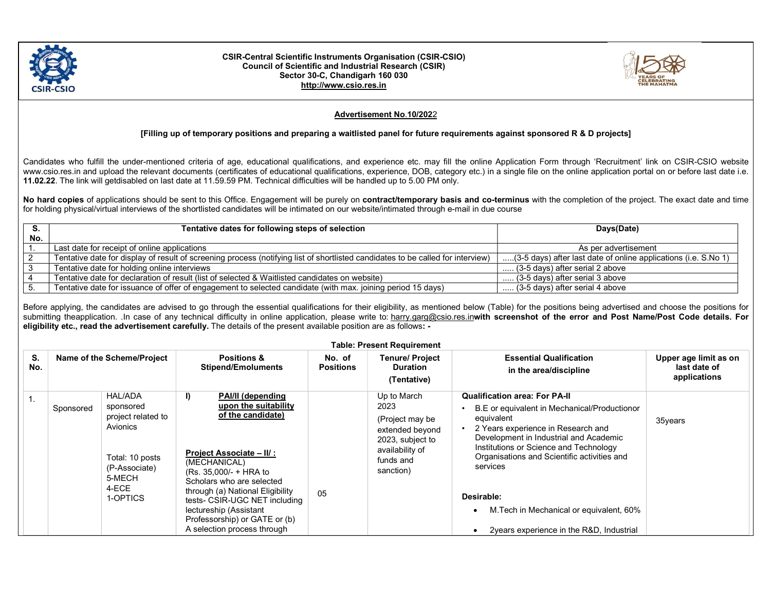**CSIR-Central Scientific Instruments Organisation (CSIR-CSIO)**
**Council of Scientific and Industrial Research (CSIR)**
**Sector 30-C, Chandigarh 160 030**
**http://www.csio.res.in**

## Advertisement No.10/2022

**[Filling up of temporary positions and preparing a waitlisted panel for future requirements against sponsored R & D projects]**

Candidates who fulfill the under-mentioned criteria of age, educational qualifications, and experience etc. may fill the online Application Form through 'Recruitment' link on CSIR-CSIO website www.csio.res.in and upload the relevant documents (certificates of educational qualifications, experience, DOB, category etc.) in a single file on the online application portal on or before last date i.e. **11.02.22**. The link will getdisabled on last date at 11.59.59 PM. Technical difficulties will be handled up to 5.00 PM only.

**No hard copies** of applications should be sent to this Office. Engagement will be purely on **contract/temporary basis and co-terminus** with the completion of the project. The exact date and time for holding physical/virtual interviews of the shortlisted candidates will be intimated on our website/intimated through e-mail in due course

| S. No. | Tentative dates for following steps of selection | Days(Date) |
|---|---|---|
| 1. | Last date for receipt of online applications | As per advertisement |
| 2 | Tentative date for display of result of screening process (notifying list of shortlisted candidates to be called for interview) | .....(3-5 days) after last date of online applications (i.e. S.No 1) |
| 3 | Tentative date for holding online interviews | ..... (3-5 days) after serial 2 above |
| 4 | Tentative date for declaration of result (list of selected & Waitlisted candidates on website) | ..... (3-5 days) after serial 3 above |
| 5. | Tentative date for issuance of offer of engagement to selected candidate (with max. joining period 15 days) | ..... (3-5 days) after serial 4 above |

Before applying, the candidates are advised to go through the essential qualifications for their eligibility, as mentioned below (Table) for the positions being advertised and choose the positions for submitting theapplication. .In case of any technical difficulty in online application, please write to: harry.garg@csio.res.in**with screenshot of the error and Post Name/Post Code details. For eligibility etc., read the advertisement carefully.** The details of the present available position are as follows**: -**

**Table: Present Requirement**

| S. No. | Name of the Scheme/Project | | Positions & Stipend/Emoluments | No. of Positions | Tenure/ Project Duration (Tentative) | Essential Qualification in the area/discipline | Upper age limit as on last date of applications |
|---|---|---|---|---|---|---|---|
| 1. | Sponsored | HAL/ADA sponsored project related to Avionics<br><br>Total: 10 posts (P-Associate)<br>5-MECH<br>4-ECE<br>1-OPTICS | **I) PAI/II (depending upon the suitability of the candidate)**<br><br>**Project Associate – II/ :** (MECHANICAL)<br>(Rs. 35,000/- + HRA to Scholars who are selected through (a) National Eligibility tests- CSIR-UGC NET including lectureship (Assistant Professorship) or GATE or (b) A selection process through | 05 | Up to March 2023<br>(Project may be extended beyond 2023, subject to availability of funds and sanction) | **Qualification area: For PA-II**<br>• B.E or equivalent in Mechanical/Productionor equivalent<br>• 2 Years experience in Research and Development in Industrial and Academic Institutions or Science and Technology Organisations and Scientific activities and services<br><br>**Desirable:**<br>• M.Tech in Mechanical or equivalent, 60%<br>• 2years experience in the R&D, Industrial | 35years |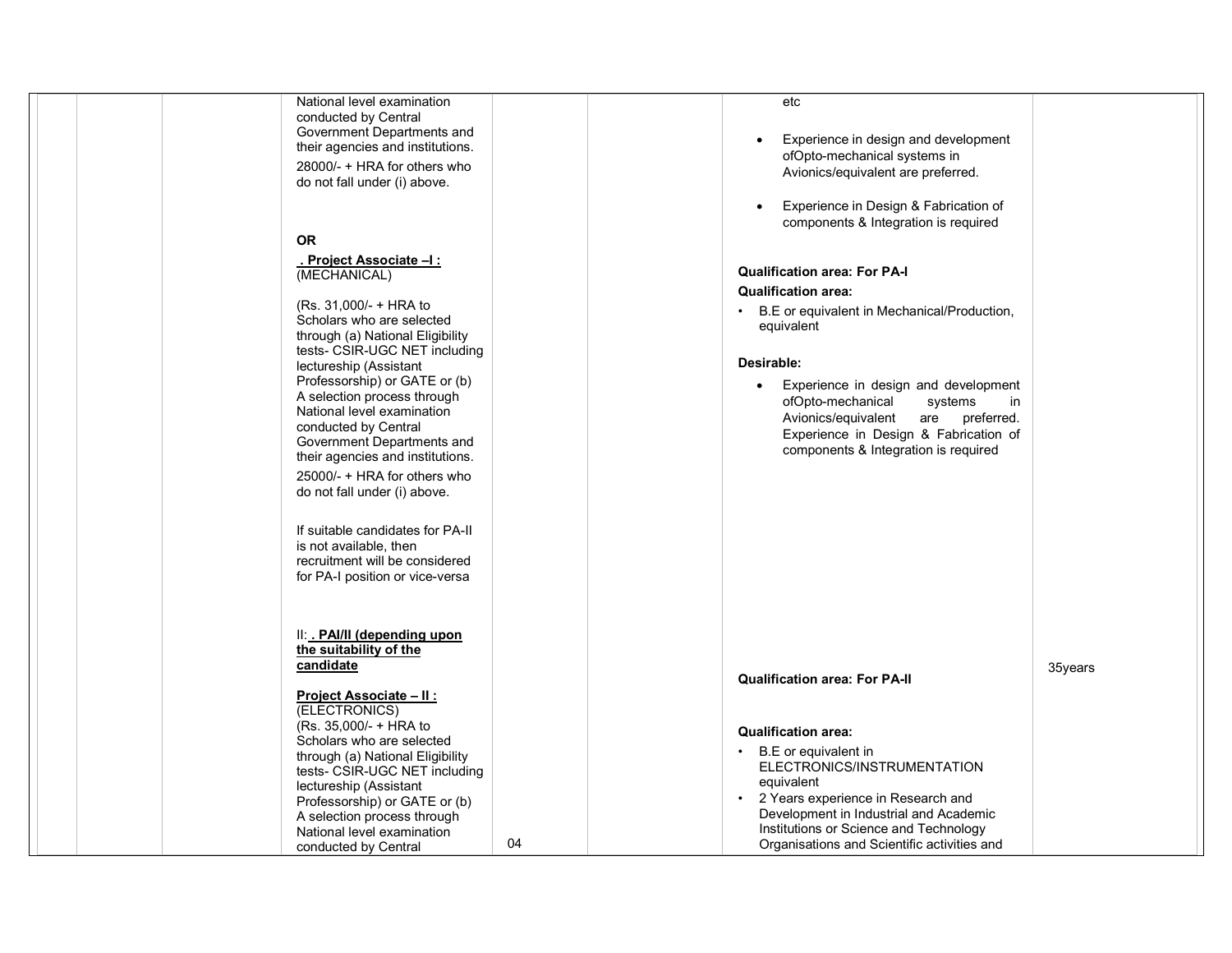| | | | | | | | |
|---|---|---|---|---|---|---|---|
| | | | National level examination conducted by Central Government Departments and their agencies and institutions.<br><br>28000/- + HRA for others who do not fall under (i) above.<br><br>**OR**<br><br>**. Project Associate –I :** (MECHANICAL)<br><br>(Rs. 31,000/- + HRA to Scholars who are selected through (a) National Eligibility tests- CSIR-UGC NET including lectureship (Assistant Professorship) or GATE or (b) A selection process through National level examination conducted by Central Government Departments and their agencies and institutions.<br><br>25000/- + HRA for others who do not fall under (i) above.<br><br>If suitable candidates for PA-II is not available, then recruitment will be considered for PA-I position or vice-versa<br><br>II: **. PAI/II (depending upon the suitability of the candidate**<br><br>**Project Associate – II :** (ELECTRONICS)<br>(Rs. 35,000/- + HRA to Scholars who are selected through (a) National Eligibility tests- CSIR-UGC NET including lectureship (Assistant Professorship) or GATE or (b) A selection process through National level examination conducted by Central | 04 | | etc<br><br>• Experience in design and development ofOpto-mechanical systems in Avionics/equivalent are preferred.<br><br>• Experience in Design & Fabrication of components & Integration is required<br><br>**Qualification area: For PA-I**<br><br>**Qualification area:**<br><br>• B.E or equivalent in Mechanical/Production, equivalent<br><br>**Desirable:**<br><br>• Experience in design and development ofOpto-mechanical systems in Avionics/equivalent are preferred. Experience in Design & Fabrication of components & Integration is required<br><br>**Qualification area: For PA-II**<br><br>**Qualification area:**<br><br>• B.E or equivalent in ELECTRONICS/INSTRUMENTATION equivalent<br>• 2 Years experience in Research and Development in Industrial and Academic Institutions or Science and Technology Organisations and Scientific activities and | 35years | |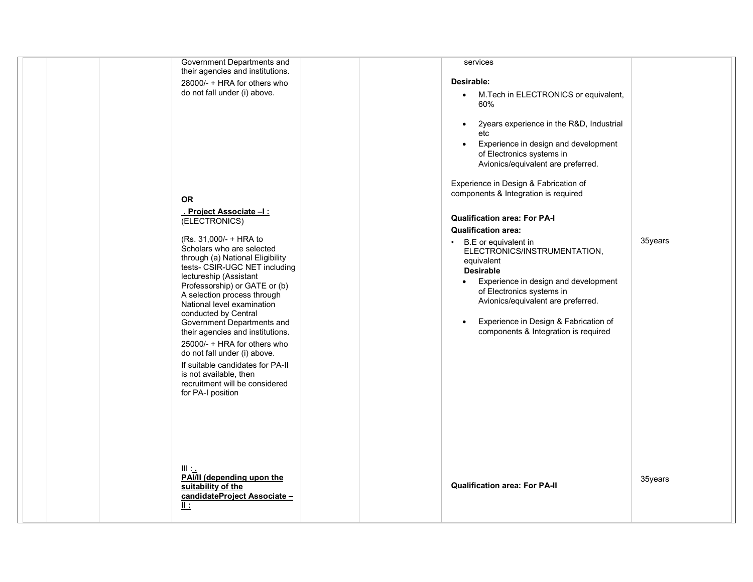| | | | | | | | |
|---|---|---|---|---|---|---|---|
| | | | Government Departments and their agencies and institutions.<br>28000/- + HRA for others who do not fall under (i) above.<br><br>**OR**<br>**. Project Associate –I :** (ELECTRONICS)<br><br>(Rs. 31,000/- + HRA to Scholars who are selected through (a) National Eligibility tests- CSIR-UGC NET including lectureship (Assistant Professorship) or GATE or (b) A selection process through National level examination conducted by Central Government Departments and their agencies and institutions.<br>25000/- + HRA for others who do not fall under (i) above.<br>If suitable candidates for PA-II is not available, then recruitment will be considered for PA-I position | | | services<br><br>**Desirable:**<br>• M.Tech in ELECTRONICS or equivalent, 60%<br>• 2years experience in the R&D, Industrial etc<br>• Experience in design and development of Electronics systems in Avionics/equivalent are preferred.<br><br>Experience in Design & Fabrication of components & Integration is required<br><br>**Qualification area: For PA-I**<br>**Qualification area:**<br>• B.E or equivalent in ELECTRONICS/INSTRUMENTATION, equivalent<br>**Desirable**<br>• Experience in design and development of Electronics systems in Avionics/equivalent are preferred.<br>• Experience in Design & Fabrication of components & Integration is required | 35years | |
| | | | III : **.**<br>**PAI/II (depending upon the suitability of the candidateProject Associate – II :** | | | **Qualification area: For PA-II** | 35years | |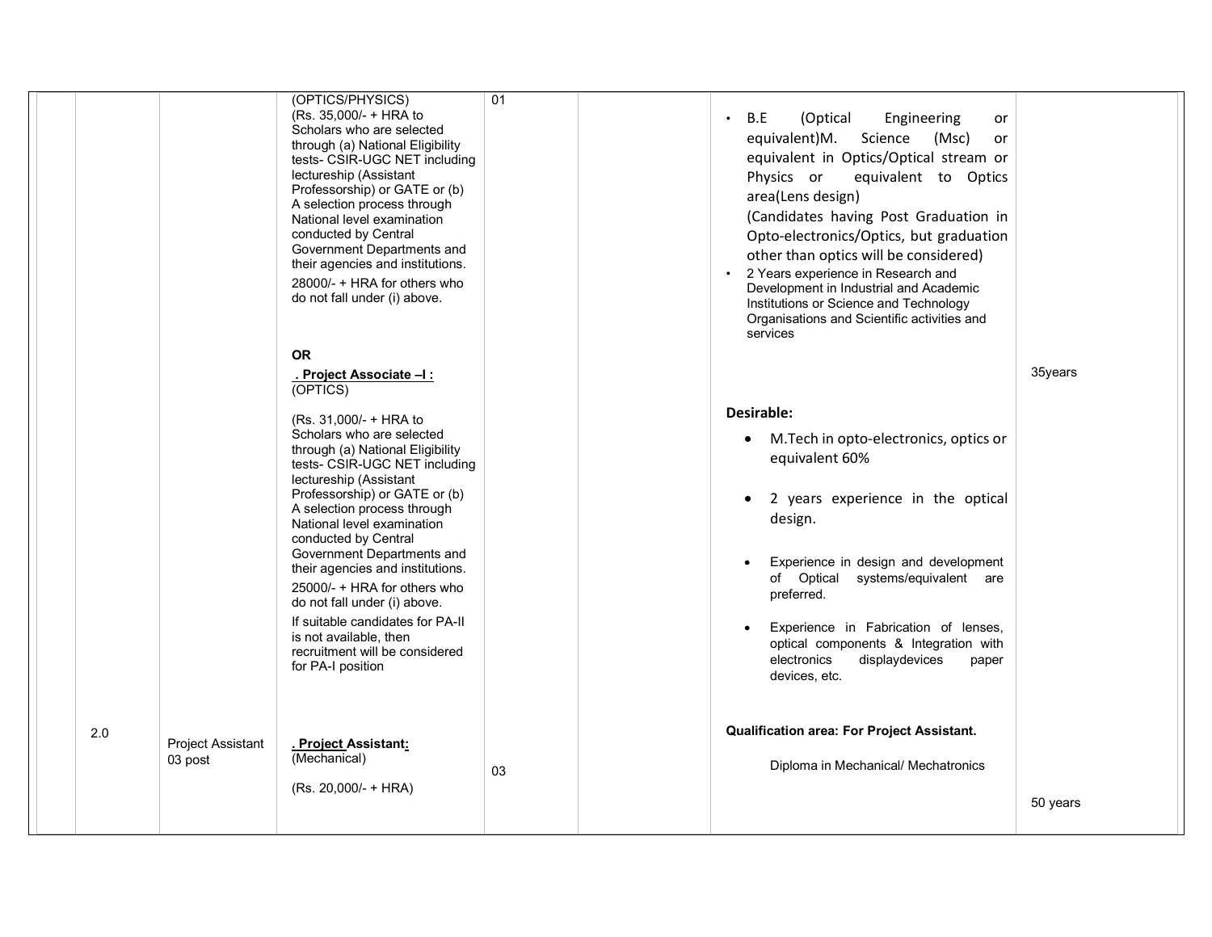|  |  |  |  |  |  |  |  |
|---|---|---|---|---|---|---|---|
|  |  |  | (OPTICS/PHYSICS)<br>(Rs. 35,000/- + HRA to Scholars who are selected through (a) National Eligibility tests- CSIR-UGC NET including lectureship (Assistant Professorship) or GATE or (b) A selection process through National level examination conducted by Central Government Departments and their agencies and institutions.<br>28000/- + HRA for others who do not fall under (i) above.<br><br>**OR**<br><br>**. Project Associate –I :**<br>(OPTICS)<br><br>(Rs. 31,000/- + HRA to Scholars who are selected through (a) National Eligibility tests- CSIR-UGC NET including lectureship (Assistant Professorship) or GATE or (b) A selection process through National level examination conducted by Central Government Departments and their agencies and institutions.<br>25000/- + HRA for others who do not fall under (i) above.<br>If suitable candidates for PA-II is not available, then recruitment will be considered for PA-I position | 01 |  | • B.E (Optical Engineering or equivalent)M. Science (Msc) or equivalent in Optics/Optical stream or Physics or equivalent to Optics area(Lens design)<br>(Candidates having Post Graduation in Opto-electronics/Optics, but graduation other than optics will be considered)<br>• 2 Years experience in Research and Development in Industrial and Academic Institutions or Science and Technology Organisations and Scientific activities and services<br><br>**Desirable:**<br>• M.Tech in opto-electronics, optics or equivalent 60%<br>• 2 years experience in the optical design.<br>• Experience in design and development of Optical systems/equivalent are preferred.<br>• Experience in Fabrication of lenses, optical components & Integration with electronics displaydevices paper devices, etc. | 35years |
|  | 2.0 | Project Assistant 03 post | **. Project Assistant:**<br>(Mechanical)<br><br>(Rs. 20,000/- + HRA) | 03 |  | **Qualification area: For Project Assistant.**<br><br>Diploma in Mechanical/ Mechatronics | 50 years |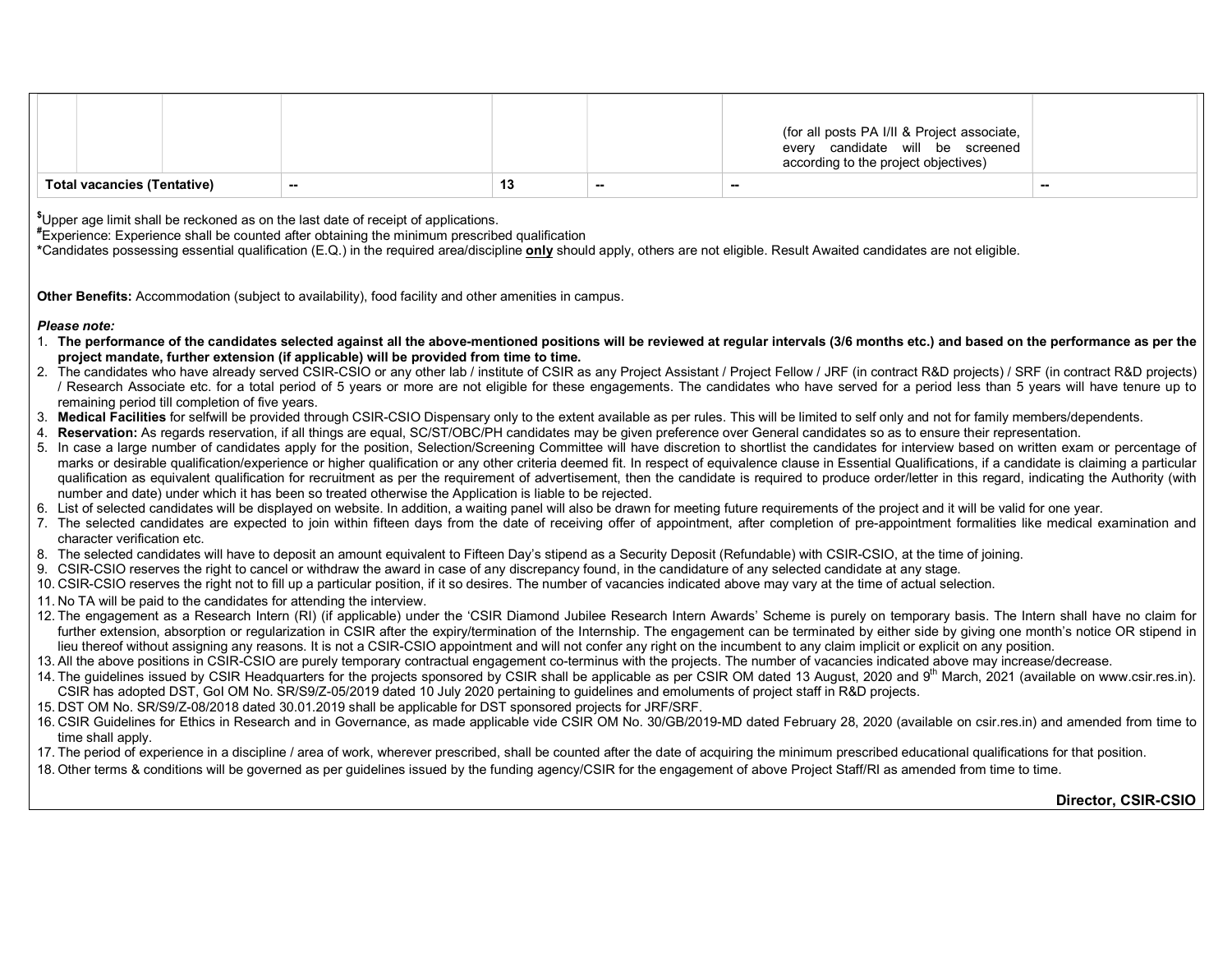| | | | | | | | |
|---|---|---|---|---|---|---|---|
| | | | | | | (for all posts PA I/II & Project associate, every candidate will be screened according to the project objectives) | |
| Total vacancies (Tentative) | | | -- | 13 | -- | -- | -- |

[$]Upper age limit shall be reckoned as on the last date of receipt of applications.
[#]Experience: Experience shall be counted after obtaining the minimum prescribed qualification
*Candidates possessing essential qualification (E.Q.) in the required area/discipline **only** should apply, others are not eligible. Result Awaited candidates are not eligible.

**Other Benefits:** Accommodation (subject to availability), food facility and other amenities in campus.

***Please note:***

1. **The performance of the candidates selected against all the above-mentioned positions will be reviewed at regular intervals (3/6 months etc.) and based on the performance as per the project mandate, further extension (if applicable) will be provided from time to time.**
2. The candidates who have already served CSIR-CSIO or any other lab / institute of CSIR as any Project Assistant / Project Fellow / JRF (in contract R&D projects) / SRF (in contract R&D projects) / Research Associate etc. for a total period of 5 years or more are not eligible for these engagements. The candidates who have served for a period less than 5 years will have tenure up to remaining period till completion of five years.
3. **Medical Facilities** for selfwill be provided through CSIR-CSIO Dispensary only to the extent available as per rules. This will be limited to self only and not for family members/dependents.
4. **Reservation:** As regards reservation, if all things are equal, SC/ST/OBC/PH candidates may be given preference over General candidates so as to ensure their representation.
5. In case a large number of candidates apply for the position, Selection/Screening Committee will have discretion to shortlist the candidates for interview based on written exam or percentage of marks or desirable qualification/experience or higher qualification or any other criteria deemed fit. In respect of equivalence clause in Essential Qualifications, if a candidate is claiming a particular qualification as equivalent qualification for recruitment as per the requirement of advertisement, then the candidate is required to produce order/letter in this regard, indicating the Authority (with number and date) under which it has been so treated otherwise the Application is liable to be rejected.
6. List of selected candidates will be displayed on website. In addition, a waiting panel will also be drawn for meeting future requirements of the project and it will be valid for one year.
7. The selected candidates are expected to join within fifteen days from the date of receiving offer of appointment, after completion of pre-appointment formalities like medical examination and character verification etc.
8. The selected candidates will have to deposit an amount equivalent to Fifteen Day's stipend as a Security Deposit (Refundable) with CSIR-CSIO, at the time of joining.
9. CSIR-CSIO reserves the right to cancel or withdraw the award in case of any discrepancy found, in the candidature of any selected candidate at any stage.
10. CSIR-CSIO reserves the right not to fill up a particular position, if it so desires. The number of vacancies indicated above may vary at the time of actual selection.
11. No TA will be paid to the candidates for attending the interview.
12. The engagement as a Research Intern (RI) (if applicable) under the 'CSIR Diamond Jubilee Research Intern Awards' Scheme is purely on temporary basis. The Intern shall have no claim for further extension, absorption or regularization in CSIR after the expiry/termination of the Internship. The engagement can be terminated by either side by giving one month's notice OR stipend in lieu thereof without assigning any reasons. It is not a CSIR-CSIO appointment and will not confer any right on the incumbent to any claim implicit or explicit on any position.
13. All the above positions in CSIR-CSIO are purely temporary contractual engagement co-terminus with the projects. The number of vacancies indicated above may increase/decrease.
14. The guidelines issued by CSIR Headquarters for the projects sponsored by CSIR shall be applicable as per CSIR OM dated 13 August, 2020 and 9th March, 2021 (available on www.csir.res.in). CSIR has adopted DST, GoI OM No. SR/S9/Z-05/2019 dated 10 July 2020 pertaining to guidelines and emoluments of project staff in R&D projects.
15. DST OM No. SR/S9/Z-08/2018 dated 30.01.2019 shall be applicable for DST sponsored projects for JRF/SRF.
16. CSIR Guidelines for Ethics in Research and in Governance, as made applicable vide CSIR OM No. 30/GB/2019-MD dated February 28, 2020 (available on csir.res.in) and amended from time to time shall apply.
17. The period of experience in a discipline / area of work, wherever prescribed, shall be counted after the date of acquiring the minimum prescribed educational qualifications for that position.
18. Other terms & conditions will be governed as per guidelines issued by the funding agency/CSIR for the engagement of above Project Staff/RI as amended from time to time.

**Director, CSIR-CSIO**